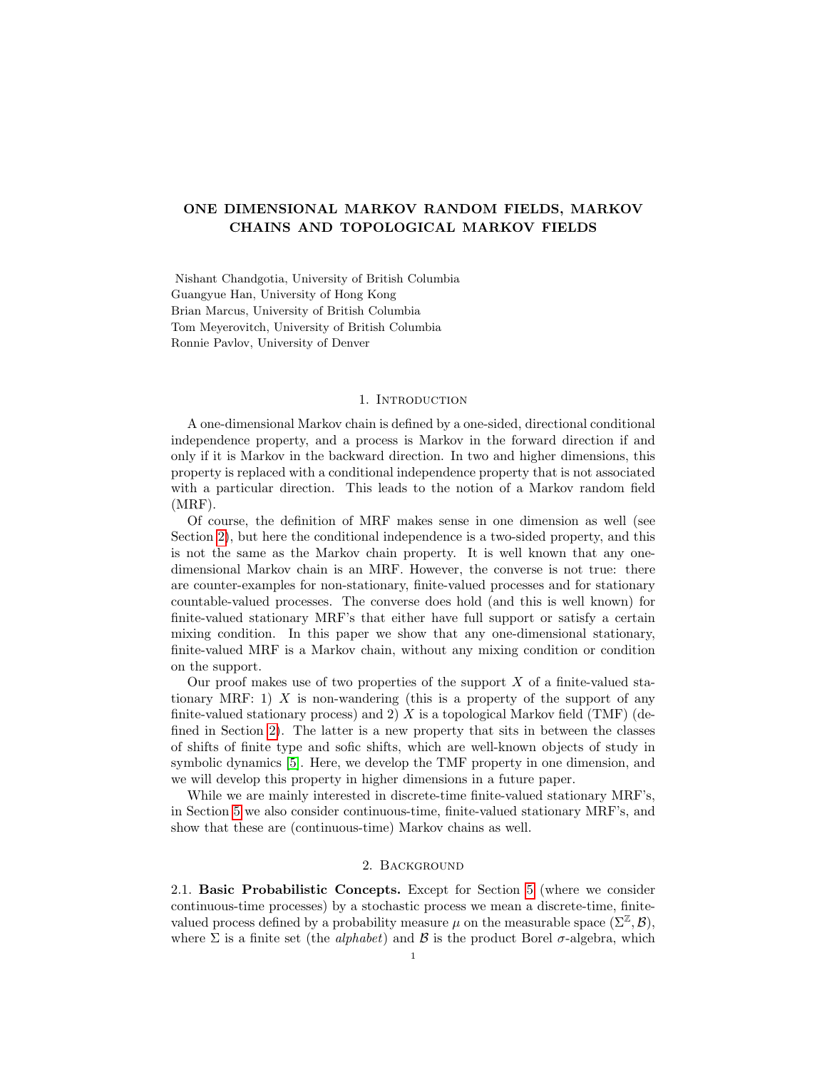# ONE DIMENSIONAL MARKOV RANDOM FIELDS, MARKOV CHAINS AND TOPOLOGICAL MARKOV FIELDS

Nishant Chandgotia, University of British Columbia
Guangyue Han, University of Hong Kong
Brian Marcus, University of British Columbia
Tom Meyerovitch, University of British Columbia
Ronnie Pavlov, University of Denver

## 1. Introduction

A one-dimensional Markov chain is defined by a one-sided, directional conditional independence property, and a process is Markov in the forward direction if and only if it is Markov in the backward direction. In two and higher dimensions, this property is replaced with a conditional independence property that is not associated with a particular direction. This leads to the notion of a Markov random field (MRF).

Of course, the definition of MRF makes sense in one dimension as well (see Section 2), but here the conditional independence is a two-sided property, and this is not the same as the Markov chain property. It is well known that any one-dimensional Markov chain is an MRF. However, the converse is not true: there are counter-examples for non-stationary, finite-valued processes and for stationary countable-valued processes. The converse does hold (and this is well known) for finite-valued stationary MRF's that either have full support or satisfy a certain mixing condition. In this paper we show that any one-dimensional stationary, finite-valued MRF is a Markov chain, without any mixing condition or condition on the support.

Our proof makes use of two properties of the support $X$ of a finite-valued stationary MRF: 1) $X$ is non-wandering (this is a property of the support of any finite-valued stationary process) and 2) $X$ is a topological Markov field (TMF) (defined in Section 2). The latter is a new property that sits in between the classes of shifts of finite type and sofic shifts, which are well-known objects of study in symbolic dynamics [5]. Here, we develop the TMF property in one dimension, and we will develop this property in higher dimensions in a future paper.

While we are mainly interested in discrete-time finite-valued stationary MRF's, in Section 5 we also consider continuous-time, finite-valued stationary MRF's, and show that these are (continuous-time) Markov chains as well.

## 2. Background

2.1. **Basic Probabilistic Concepts.** Except for Section 5 (where we consider continuous-time processes) by a stochastic process we mean a discrete-time, finite-valued process defined by a probability measure $\mu$ on the measurable space $(\Sigma^{\mathbb{Z}}, \mathcal{B})$, where $\Sigma$ is a finite set (the *alphabet*) and $\mathcal{B}$ is the product Borel $\sigma$-algebra, which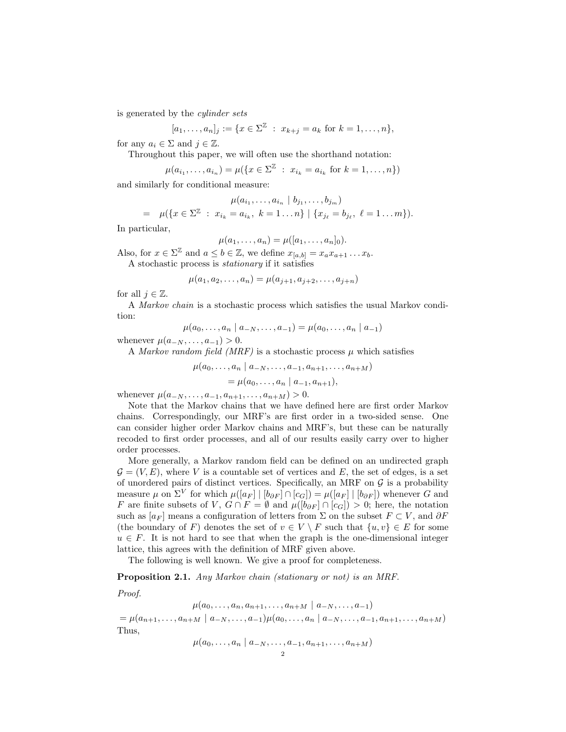is generated by the *cylinder sets*

$$[a_1, \ldots, a_n]_j := \{x \in \Sigma^{\mathbb{Z}} \ : \ x_{k+j} = a_k \text{ for } k = 1, \ldots, n\},$$

for any $a_i \in \Sigma$ and $j \in \mathbb{Z}$.

Throughout this paper, we will often use the shorthand notation:

$$\mu(a_{i_1}, \ldots, a_{i_n}) = \mu(\{x \in \Sigma^{\mathbb{Z}} \ : \ x_{i_k} = a_{i_k} \text{ for } k = 1, \ldots, n\})$$

and similarly for conditional measure:

$$\begin{aligned} &\mu(a_{i_1}, \ldots, a_{i_n} \mid b_{j_1}, \ldots, b_{j_m}) \\ = \quad &\mu(\{x \in \Sigma^{\mathbb{Z}} \ : \ x_{i_k} = a_{i_k}, \ k = 1 \ldots n\} \mid \{x_{j_\ell} = b_{j_\ell}, \ \ell = 1 \ldots m\}). \end{aligned}$$

In particular,

$$\mu(a_1, \ldots, a_n) = \mu([a_1, \ldots, a_n]_0).$$

Also, for $x \in \Sigma^{\mathbb{Z}}$ and $a \leq b \in \mathbb{Z}$, we define $x_{[a,b]} = x_a x_{a+1} \ldots x_b$.

A stochastic process is *stationary* if it satisfies

$$\mu(a_1, a_2, \ldots, a_n) = \mu(a_{j+1}, a_{j+2}, \ldots, a_{j+n})$$

for all $j \in \mathbb{Z}$.

A *Markov chain* is a stochastic process which satisfies the usual Markov condition:

$$\mu(a_0, \ldots, a_n \mid a_{-N}, \ldots, a_{-1}) = \mu(a_0, \ldots, a_n \mid a_{-1})$$

whenever $\mu(a_{-N}, \ldots, a_{-1}) > 0$.

A *Markov random field (MRF)* is a stochastic process $\mu$ which satisfies

$$\begin{aligned} &\mu(a_0, \ldots, a_n \mid a_{-N}, \ldots, a_{-1}, a_{n+1}, \ldots, a_{n+M}) \\ &\qquad = \mu(a_0, \ldots, a_n \mid a_{-1}, a_{n+1}), \end{aligned}$$

whenever $\mu(a_{-N}, \ldots, a_{-1}, a_{n+1}, \ldots, a_{n+M}) > 0$.

Note that the Markov chains that we have defined here are first order Markov chains. Correspondingly, our MRF's are first order in a two-sided sense. One can consider higher order Markov chains and MRF's, but these can be naturally recoded to first order processes, and all of our results easily carry over to higher order processes.

More generally, a Markov random field can be defined on an undirected graph $\mathcal{G} = (V, E)$, where $V$ is a countable set of vertices and $E$, the set of edges, is a set of unordered pairs of distinct vertices. Specifically, an MRF on $\mathcal{G}$ is a probability measure $\mu$ on $\Sigma^V$ for which $\mu([a_F] \mid [b_{\partial F}] \cap [c_G]) = \mu([a_F] \mid [b_{\partial F}])$ whenever $G$ and $F$ are finite subsets of $V$, $G \cap F = \emptyset$ and $\mu([b_{\partial F}] \cap [c_G]) > 0$; here, the notation such as $[a_F]$ means a configuration of letters from $\Sigma$ on the subset $F \subset V$, and $\partial F$ (the boundary of $F$) denotes the set of $v \in V \setminus F$ such that $\{u, v\} \in E$ for some $u \in F$. It is not hard to see that when the graph is the one-dimensional integer lattice, this agrees with the definition of MRF given above.

The following is well known. We give a proof for completeness.

**Proposition 2.1.** *Any Markov chain (stationary or not) is an MRF.*

*Proof.*

$$\mu(a_0, \ldots, a_n, a_{n+1}, \ldots, a_{n+M} \mid a_{-N}, \ldots, a_{-1})$$

$$= \mu(a_{n+1}, \ldots, a_{n+M} \mid a_{-N}, \ldots, a_{-1}) \mu(a_0, \ldots, a_n \mid a_{-N}, \ldots, a_{-1}, a_{n+1}, \ldots, a_{n+M})$$

Thus,

$$\mu(a_0, \ldots, a_n \mid a_{-N}, \ldots, a_{-1}, a_{n+1}, \ldots, a_{n+M})$$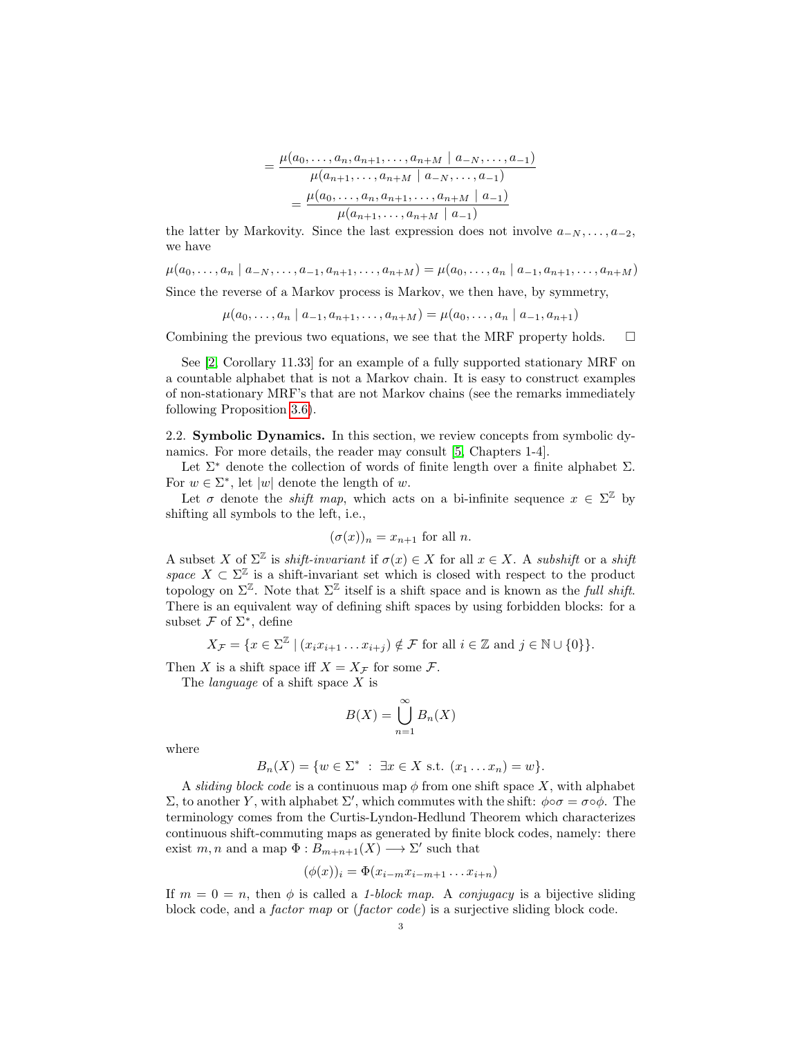$$= \frac{\mu(a_0, \ldots, a_n, a_{n+1}, \ldots, a_{n+M} \mid a_{-N}, \ldots, a_{-1})}{\mu(a_{n+1}, \ldots, a_{n+M} \mid a_{-N}, \ldots, a_{-1})}$$

$$= \frac{\mu(a_0, \ldots, a_n, a_{n+1}, \ldots, a_{n+M} \mid a_{-1})}{\mu(a_{n+1}, \ldots, a_{n+M} \mid a_{-1})}$$

the latter by Markovity. Since the last expression does not involve $a_{-N}, \ldots, a_{-2}$, we have

$$\mu(a_0, \ldots, a_n \mid a_{-N}, \ldots, a_{-1}, a_{n+1}, \ldots, a_{n+M}) = \mu(a_0, \ldots, a_n \mid a_{-1}, a_{n+1}, \ldots, a_{n+M})$$

Since the reverse of a Markov process is Markov, we then have, by symmetry,

$$\mu(a_0, \ldots, a_n \mid a_{-1}, a_{n+1}, \ldots, a_{n+M}) = \mu(a_0, \ldots, a_n \mid a_{-1}, a_{n+1})$$

Combining the previous two equations, we see that the MRF property holds. □

See [2, Corollary 11.33] for an example of a fully supported stationary MRF on a countable alphabet that is not a Markov chain. It is easy to construct examples of non-stationary MRF's that are not Markov chains (see the remarks immediately following Proposition 3.6).

2.2. **Symbolic Dynamics.** In this section, we review concepts from symbolic dynamics. For more details, the reader may consult [5, Chapters 1-4].

Let $\Sigma^*$ denote the collection of words of finite length over a finite alphabet $\Sigma$. For $w \in \Sigma^*$, let $|w|$ denote the length of $w$.

Let $\sigma$ denote the *shift map*, which acts on a bi-infinite sequence $x \in \Sigma^{\mathbb{Z}}$ by shifting all symbols to the left, i.e.,

$$(\sigma(x))_n = x_{n+1} \text{ for all } n.$$

A subset $X$ of $\Sigma^{\mathbb{Z}}$ is *shift-invariant* if $\sigma(x) \in X$ for all $x \in X$. A *subshift* or a *shift space* $X \subset \Sigma^{\mathbb{Z}}$ is a shift-invariant set which is closed with respect to the product topology on $\Sigma^{\mathbb{Z}}$. Note that $\Sigma^{\mathbb{Z}}$ itself is a shift space and is known as the *full shift*. There is an equivalent way of defining shift spaces by using forbidden blocks: for a subset $\mathcal{F}$ of $\Sigma^*$, define

$$X_{\mathcal{F}} = \{x \in \Sigma^{\mathbb{Z}} \mid (x_i x_{i+1} \ldots x_{i+j}) \notin \mathcal{F} \text{ for all } i \in \mathbb{Z} \text{ and } j \in \mathbb{N} \cup \{0\}\}.$$

Then $X$ is a shift space iff $X = X_{\mathcal{F}}$ for some $\mathcal{F}$.

The *language* of a shift space $X$ is

$$B(X) = \bigcup_{n=1}^{\infty} B_n(X)$$

where

$$B_n(X) = \{w \in \Sigma^* \ : \ \exists x \in X \text{ s.t. } (x_1 \ldots x_n) = w\}.$$

A *sliding block code* is a continuous map $\phi$ from one shift space $X$, with alphabet $\Sigma$, to another $Y$, with alphabet $\Sigma'$, which commutes with the shift: $\phi \circ \sigma = \sigma \circ \phi$. The terminology comes from the Curtis-Lyndon-Hedlund Theorem which characterizes continuous shift-commuting maps as generated by finite block codes, namely: there exist $m, n$ and a map $\Phi : B_{m+n+1}(X) \longrightarrow \Sigma'$ such that

$$(\phi(x))_i = \Phi(x_{i-m} x_{i-m+1} \ldots x_{i+n})$$

If $m = 0 = n$, then $\phi$ is called a *1-block map*. A *conjugacy* is a bijective sliding block code, and a *factor map* or (*factor code*) is a surjective sliding block code.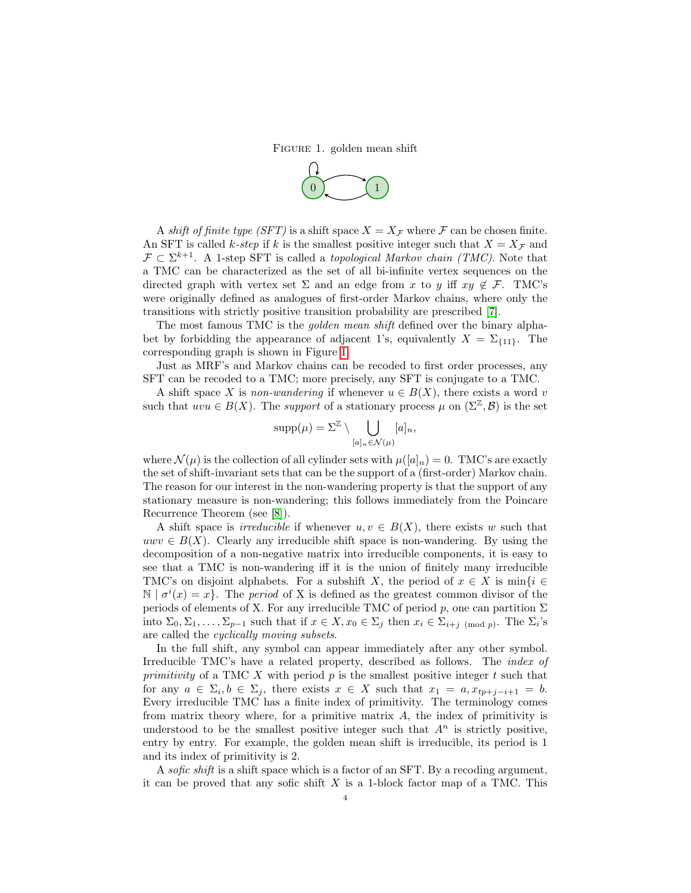Figure 1. golden mean shift

A *shift of finite type (SFT)* is a shift space $X = X_{\mathcal{F}}$ where $\mathcal{F}$ can be chosen finite. An SFT is called *k-step* if $k$ is the smallest positive integer such that $X = X_{\mathcal{F}}$ and $\mathcal{F} \subset \Sigma^{k+1}$. A 1-step SFT is called a *topological Markov chain (TMC)*. Note that a TMC can be characterized as the set of all bi-infinite vertex sequences on the directed graph with vertex set $\Sigma$ and an edge from $x$ to $y$ iff $xy \notin \mathcal{F}$. TMC's were originally defined as analogues of first-order Markov chains, where only the transitions with strictly positive transition probability are prescribed [7].

The most famous TMC is the *golden mean shift* defined over the binary alphabet by forbidding the appearance of adjacent 1's, equivalently $X = \Sigma_{\{11\}}$. The corresponding graph is shown in Figure 1.

Just as MRF's and Markov chains can be recoded to first order processes, any SFT can be recoded to a TMC; more precisely, any SFT is conjugate to a TMC.

A shift space $X$ is *non-wandering* if whenever $u \in B(X)$, there exists a word $v$ such that $uvu \in B(X)$. The *support* of a stationary process $\mu$ on $(\Sigma^{\mathbb{Z}}, \mathcal{B})$ is the set

$$\text{supp}(\mu) = \Sigma^{\mathbb{Z}} \setminus \bigcup_{[a]_n \in \mathcal{N}(\mu)} [a]_n,$$

where $\mathcal{N}(\mu)$ is the collection of all cylinder sets with $\mu([a]_n) = 0$. TMC's are exactly the set of shift-invariant sets that can be the support of a (first-order) Markov chain. The reason for our interest in the non-wandering property is that the support of any stationary measure is non-wandering; this follows immediately from the Poincare Recurrence Theorem (see [8]).

A shift space is *irreducible* if whenever $u, v \in B(X)$, there exists $w$ such that $uwv \in B(X)$. Clearly any irreducible shift space is non-wandering. By using the decomposition of a non-negative matrix into irreducible components, it is easy to see that a TMC is non-wandering iff it is the union of finitely many irreducible TMC's on disjoint alphabets. For a subshift $X$, the period of $x \in X$ is $\min\{i \in \mathbb{N} \mid \sigma^i(x) = x\}$. The *period* of X is defined as the greatest common divisor of the periods of elements of X. For any irreducible TMC of period $p$, one can partition $\Sigma$ into $\Sigma_0, \Sigma_1, \ldots, \Sigma_{p-1}$ such that if $x \in X, x_0 \in \Sigma_j$ then $x_i \in \Sigma_{i+j \pmod p}$. The $\Sigma_i$'s are called the *cyclically moving subsets*.

In the full shift, any symbol can appear immediately after any other symbol. Irreducible TMC's have a related property, described as follows. The *index of primitivity* of a TMC $X$ with period $p$ is the smallest positive integer $t$ such that for any $a \in \Sigma_i, b \in \Sigma_j$, there exists $x \in X$ such that $x_1 = a, x_{tp+j-i+1} = b$. Every irreducible TMC has a finite index of primitivity. The terminology comes from matrix theory where, for a primitive matrix $A$, the index of primitivity is understood to be the smallest positive integer such that $A^n$ is strictly positive, entry by entry. For example, the golden mean shift is irreducible, its period is 1 and its index of primitivity is 2.

A *sofic shift* is a shift space which is a factor of an SFT. By a recoding argument, it can be proved that any sofic shift $X$ is a 1-block factor map of a TMC. This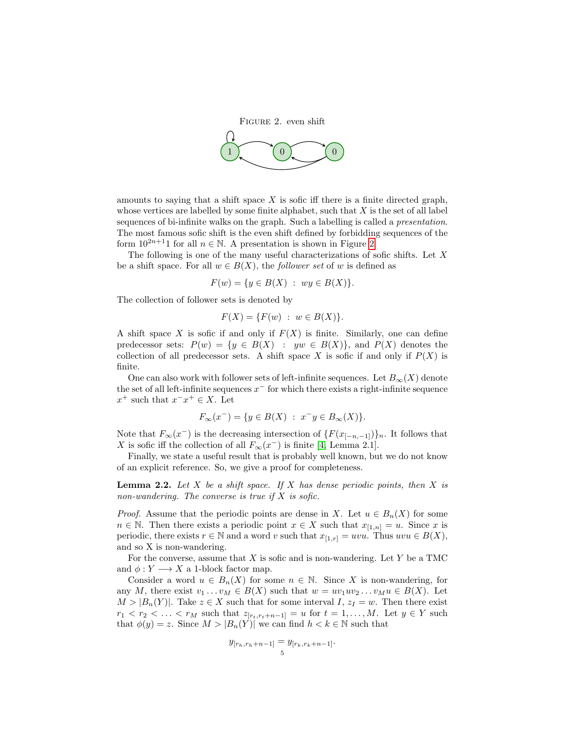FIGURE 2. even shift

amounts to saying that a shift space $X$ is sofic iff there is a finite directed graph, whose vertices are labelled by some finite alphabet, such that $X$ is the set of all label sequences of bi-infinite walks on the graph. Such a labelling is called a *presentation*. The most famous sofic shift is the even shift defined by forbidding sequences of the form $10^{2n+1}1$ for all $n \in \mathbb{N}$. A presentation is shown in Figure 2.

The following is one of the many useful characterizations of sofic shifts. Let $X$ be a shift space. For all $w \in B(X)$, the *follower set* of $w$ is defined as

$$F(w) = \{y \in B(X) \ : \ wy \in B(X)\}.$$

The collection of follower sets is denoted by

$$F(X) = \{F(w) \ : \ w \in B(X)\}.$$

A shift space $X$ is sofic if and only if $F(X)$ is finite. Similarly, one can define predecessor sets: $P(w) = \{y \in B(X) \ : \ yw \in B(X)\}$, and $P(X)$ denotes the collection of all predecessor sets. A shift space $X$ is sofic if and only if $P(X)$ is finite.

One can also work with follower sets of left-infinite sequences. Let $B_\infty(X)$ denote the set of all left-infinite sequences $x^-$ for which there exists a right-infinite sequence $x^+$ such that $x^-x^+ \in X$. Let

$$F_\infty(x^-) = \{y \in B(X) \ : \ x^-y \in B_\infty(X)\}.$$

Note that $F_\infty(x^-)$ is the decreasing intersection of $\{F(x_{[-n,-1]})\}_n$. It follows that $X$ is sofic iff the collection of all $F_\infty(x^-)$ is finite [4, Lemma 2.1].

Finally, we state a useful result that is probably well known, but we do not know of an explicit reference. So, we give a proof for completeness.

**Lemma 2.2.** *Let $X$ be a shift space. If $X$ has dense periodic points, then $X$ is non-wandering. The converse is true if $X$ is sofic.*

*Proof.* Assume that the periodic points are dense in $X$. Let $u \in B_n(X)$ for some $n \in \mathbb{N}$. Then there exists a periodic point $x \in X$ such that $x_{[1,n]} = u$. Since $x$ is periodic, there exists $r \in \mathbb{N}$ and a word $v$ such that $x_{[1,r]} = uvu$. Thus $uvu \in B(X)$, and so X is non-wandering.

For the converse, assume that $X$ is sofic and is non-wandering. Let $Y$ be a TMC and $\phi : Y \longrightarrow X$ a 1-block factor map.

Consider a word $u \in B_n(X)$ for some $n \in \mathbb{N}$. Since $X$ is non-wandering, for any $M$, there exist $v_1 \dots v_M \in B(X)$ such that $w = uv_1uv_2 \dots v_Mu \in B(X)$. Let $M > |B_n(Y)|$. Take $z \in X$ such that for some interval $I$, $z_I = w$. Then there exist $r_1 < r_2 < \dots < r_M$ such that $z_{[r_t,r_t+n-1]} = u$ for $t = 1, \dots, M$. Let $y \in Y$ such that $\phi(y) = z$. Since $M > |B_n(Y)|$ we can find $h < k \in \mathbb{N}$ such that

$$y_{[r_h,r_h+n-1]} = y_{[r_k,r_k+n-1]}.$$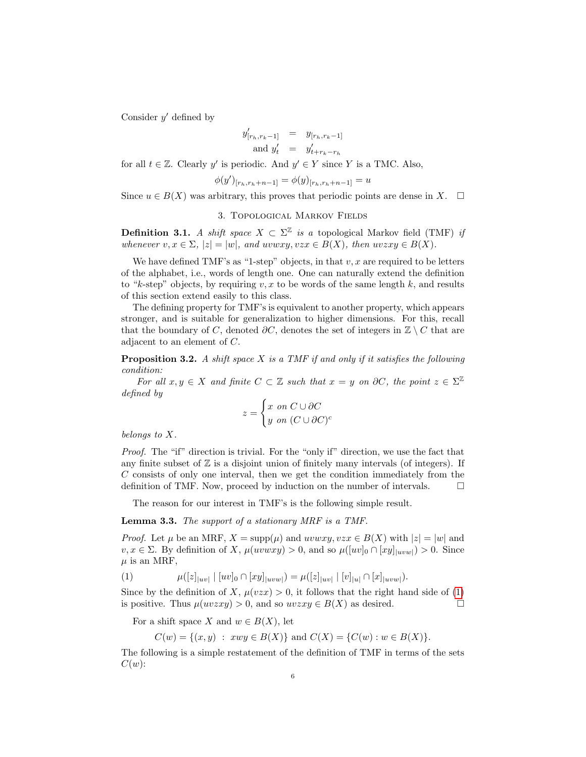Consider $y'$ defined by

$$
\begin{aligned}
y'_{[r_h, r_k - 1]} &= y_{[r_h, r_k - 1]} \\
\text{and } y'_t &= y'_{t + r_k - r_h}
\end{aligned}
$$

for all $t \in \mathbb{Z}$. Clearly $y'$ is periodic. And $y' \in Y$ since $Y$ is a TMC. Also,

$$
\phi(y')_{[r_h, r_h + n - 1]} = \phi(y)_{[r_h, r_h + n - 1]} = u
$$

Since $u \in B(X)$ was arbitrary, this proves that periodic points are dense in $X$. □

## 3. Topological Markov Fields

**Definition 3.1.** *A shift space $X \subset \Sigma^{\mathbb{Z}}$ is a* topological Markov field (TMF) *if whenever $v, x \in \Sigma$, $|z| = |w|$, and $uvwxy, vzx \in B(X)$, then $uvzxy \in B(X)$.*

We have defined TMF's as "1-step" objects, in that $v, x$ are required to be letters of the alphabet, i.e., words of length one. One can naturally extend the definition to "$k$-step" objects, by requiring $v, x$ to be words of the same length $k$, and results of this section extend easily to this class.

The defining property for TMF's is equivalent to another property, which appears stronger, and is suitable for generalization to higher dimensions. For this, recall that the boundary of $C$, denoted $\partial C$, denotes the set of integers in $\mathbb{Z} \setminus C$ that are adjacent to an element of $C$.

**Proposition 3.2.** *A shift space $X$ is a TMF if and only if it satisfies the following condition:*

*For all $x, y \in X$ and finite $C \subset \mathbb{Z}$ such that $x = y$ on $\partial C$, the point $z \in \Sigma^{\mathbb{Z}}$ defined by*

$$
z = \begin{cases} x \text{ on } C \cup \partial C \\ y \text{ on } (C \cup \partial C)^c \end{cases}
$$

*belongs to $X$.*

*Proof.* The "if" direction is trivial. For the "only if" direction, we use the fact that any finite subset of $\mathbb{Z}$ is a disjoint union of finitely many intervals (of integers). If $C$ consists of only one interval, then we get the condition immediately from the definition of TMF. Now, proceed by induction on the number of intervals. □

The reason for our interest in TMF's is the following simple result.

**Lemma 3.3.** *The support of a stationary MRF is a TMF.*

*Proof.* Let $\mu$ be an MRF, $X = \text{supp}(\mu)$ and $uvwxy, vzx \in B(X)$ with $|z| = |w|$ and $v, x \in \Sigma$. By definition of $X$, $\mu(uvwxy) > 0$, and so $\mu([uv]_0 \cap [xy]_{|uvw|}) > 0$. Since $\mu$ is an MRF,

$$
\mu([z]_{|uv|} \mid [uv]_0 \cap [xy]_{|uvw|}) = \mu([z]_{|uv|} \mid [v]_{|u|} \cap [x]_{|uvw|}). \tag{1}
$$

Since by the definition of $X$, $\mu(vzx) > 0$, it follows that the right hand side of (1) is positive. Thus $\mu(uvzxy) > 0$, and so $uvzxy \in B(X)$ as desired. □

For a shift space $X$ and $w \in B(X)$, let

$$
C(w) = \{(x, y) \ : \ xwy \in B(X)\} \text{ and } C(X) = \{C(w) : w \in B(X)\}.
$$

The following is a simple restatement of the definition of TMF in terms of the sets $C(w)$: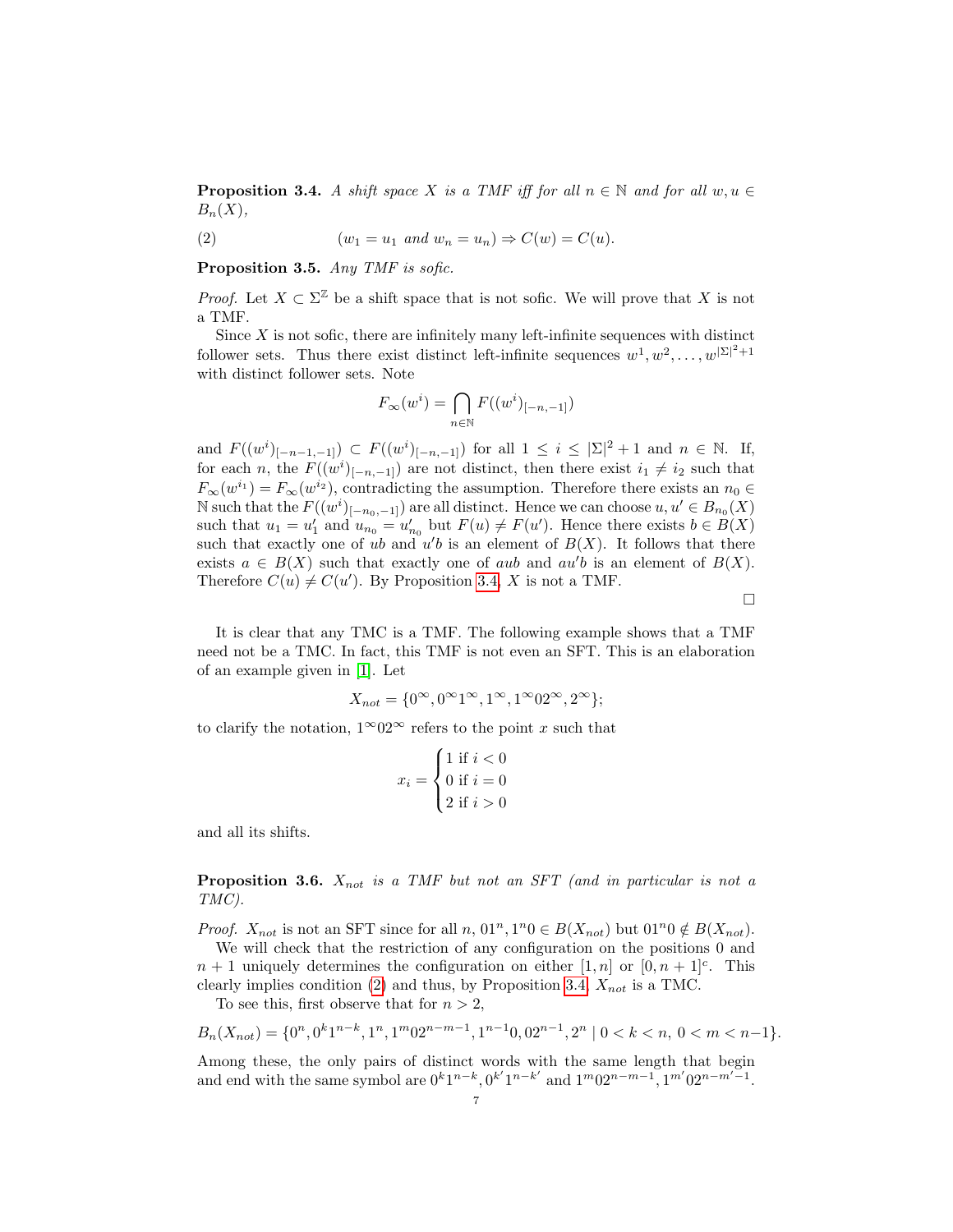**Proposition 3.4.** *A shift space $X$ is a TMF iff for all $n \in \mathbb{N}$ and for all $w, u \in B_n(X)$,*

$$(w_1 = u_1 \text{ and } w_n = u_n) \Rightarrow C(w) = C(u). \tag{2}$$

**Proposition 3.5.** *Any TMF is sofic.*

*Proof.* Let $X \subset \Sigma^{\mathbb{Z}}$ be a shift space that is not sofic. We will prove that $X$ is not a TMF.

Since $X$ is not sofic, there are infinitely many left-infinite sequences with distinct follower sets. Thus there exist distinct left-infinite sequences $w^1, w^2, \ldots, w^{|\Sigma|^2+1}$ with distinct follower sets. Note

$$F_\infty(w^i) = \bigcap_{n \in \mathbb{N}} F((w^i)_{[-n,-1]})$$

and $F((w^i)_{[-n-1,-1]}) \subset F((w^i)_{[-n,-1]})$ for all $1 \leq i \leq |\Sigma|^2 + 1$ and $n \in \mathbb{N}$. If, for each $n$, the $F((w^i)_{[-n,-1]})$ are not distinct, then there exist $i_1 \neq i_2$ such that $F_\infty(w^{i_1}) = F_\infty(w^{i_2})$, contradicting the assumption. Therefore there exists an $n_0 \in \mathbb{N}$ such that the $F((w^i)_{[-n_0,-1]})$ are all distinct. Hence we can choose $u, u' \in B_{n_0}(X)$ such that $u_1 = u'_1$ and $u_{n_0} = u'_{n_0}$ but $F(u) \neq F(u')$. Hence there exists $b \in B(X)$ such that exactly one of $ub$ and $u'b$ is an element of $B(X)$. It follows that there exists $a \in B(X)$ such that exactly one of $aub$ and $au'b$ is an element of $B(X)$. Therefore $C(u) \neq C(u')$. By Proposition 3.4, $X$ is not a TMF. $\square$

It is clear that any TMC is a TMF. The following example shows that a TMF need not be a TMC. In fact, this TMF is not even an SFT. This is an elaboration of an example given in [1]. Let

$$X_{not} = \{0^\infty, 0^\infty 1^\infty, 1^\infty, 1^\infty 0 2^\infty, 2^\infty\};$$

to clarify the notation, $1^\infty 0 2^\infty$ refers to the point $x$ such that

$$x_i = \begin{cases} 1 \text{ if } i < 0 \\ 0 \text{ if } i = 0 \\ 2 \text{ if } i > 0 \end{cases}$$

and all its shifts.

**Proposition 3.6.** *$X_{not}$ is a TMF but not an SFT (and in particular is not a TMC).*

*Proof.* $X_{not}$ is not an SFT since for all $n$, $01^n, 1^n 0 \in B(X_{not})$ but $01^n 0 \notin B(X_{not})$.

We will check that the restriction of any configuration on the positions $0$ and $n+1$ uniquely determines the configuration on either $[1, n]$ or $[0, n+1]^c$. This clearly implies condition (2) and thus, by Proposition 3.4, $X_{not}$ is a TMC.

To see this, first observe that for $n > 2$,

$$B_n(X_{not}) = \{0^n, 0^k 1^{n-k}, 1^n, 1^m 0 2^{n-m-1}, 1^{n-1} 0, 0 2^{n-1}, 2^n \mid 0 < k < n,\ 0 < m < n-1\}.$$

Among these, the only pairs of distinct words with the same length that begin and end with the same symbol are $0^k 1^{n-k}, 0^{k'} 1^{n-k'}$ and $1^m 0 2^{n-m-1}, 1^{m'} 0 2^{n-m'-1}$.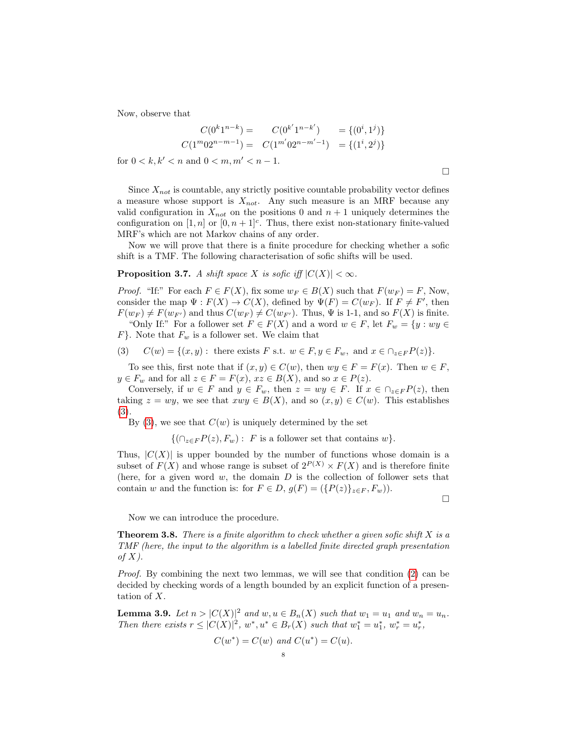Now, observe that

$$
\begin{aligned}
C(0^k 1^{n-k}) = \quad & C(0^{k'} 1^{n-k'}) & = \{(0^i, 1^j)\} \\
C(1^m 0 2^{n-m-1}) = \quad & C(1^{m'} 0 2^{n-m'-1}) & = \{(1^i, 2^j)\}
\end{aligned}
$$

for $0 < k, k' < n$ and $0 < m, m' < n-1$.

∎

Since $X_{not}$ is countable, any strictly positive countable probability vector defines a measure whose support is $X_{not}$. Any such measure is an MRF because any valid configuration in $X_{not}$ on the positions $0$ and $n+1$ uniquely determines the configuration on $[1, n]$ or $[0, n+1]^c$. Thus, there exist non-stationary finite-valued MRF's which are not Markov chains of any order.

Now we will prove that there is a finite procedure for checking whether a sofic shift is a TMF. The following characterisation of sofic shifts will be used.

**Proposition 3.7.** *A shift space $X$ is sofic iff $|C(X)| < \infty$.*

*Proof.* "If:" For each $F \in F(X)$, fix some $w_F \in B(X)$ such that $F(w_F) = F$, Now, consider the map $\Psi : F(X) \to C(X)$, defined by $\Psi(F) = C(w_F)$. If $F \neq F'$, then $F(w_F) \neq F(w_{F'})$ and thus $C(w_F) \neq C(w_{F'})$. Thus, $\Psi$ is 1-1, and so $F(X)$ is finite.

"Only If:" For a follower set $F \in F(X)$ and a word $w \in F$, let $F_w = \{y : wy \in F\}$. Note that $F_w$ is a follower set. We claim that

$$
(3) \qquad C(w) = \{(x, y) : \text{ there exists } F \text{ s.t. } w \in F, y \in F_w, \text{ and } x \in \cap_{z \in F} P(z)\}.
$$

To see this, first note that if $(x, y) \in C(w)$, then $wy \in F = F(x)$. Then $w \in F$, $y \in F_w$ and for all $z \in F = F(x)$, $xz \in B(X)$, and so $x \in P(z)$.

Conversely, if $w \in F$ and $y \in F_w$, then $z = wy \in F$. If $x \in \cap_{z \in F} P(z)$, then taking $z = wy$, we see that $xwy \in B(X)$, and so $(x, y) \in C(w)$. This establishes (3).

By (3), we see that $C(w)$ is uniquely determined by the set

$$
\{(\cap_{z \in F} P(z), F_w) : \ F \text{ is a follower set that contains } w\}.
$$

Thus, $|C(X)|$ is upper bounded by the number of functions whose domain is a subset of $F(X)$ and whose range is subset of $2^{P(X)} \times F(X)$ and is therefore finite (here, for a given word $w$, the domain $D$ is the collection of follower sets that contain $w$ and the function is: for $F \in D$, $g(F) = (\{P(z)\}_{z \in F}, F_w)$).

∎

Now we can introduce the procedure.

**Theorem 3.8.** *There is a finite algorithm to check whether a given sofic shift $X$ is a TMF (here, the input to the algorithm is a labelled finite directed graph presentation of $X$).*

*Proof.* By combining the next two lemmas, we will see that condition (2) can be decided by checking words of a length bounded by an explicit function of a presentation of $X$.

**Lemma 3.9.** *Let $n > |C(X)|^2$ and $w, u \in B_n(X)$ such that $w_1 = u_1$ and $w_n = u_n$. Then there exists $r \leq |C(X)|^2$, $w^*, u^* \in B_r(X)$ such that $w^*_1 = u^*_1$, $w^*_r = u^*_r$,*

$$
C(w^*) = C(w) \text{ and } C(u^*) = C(u).
$$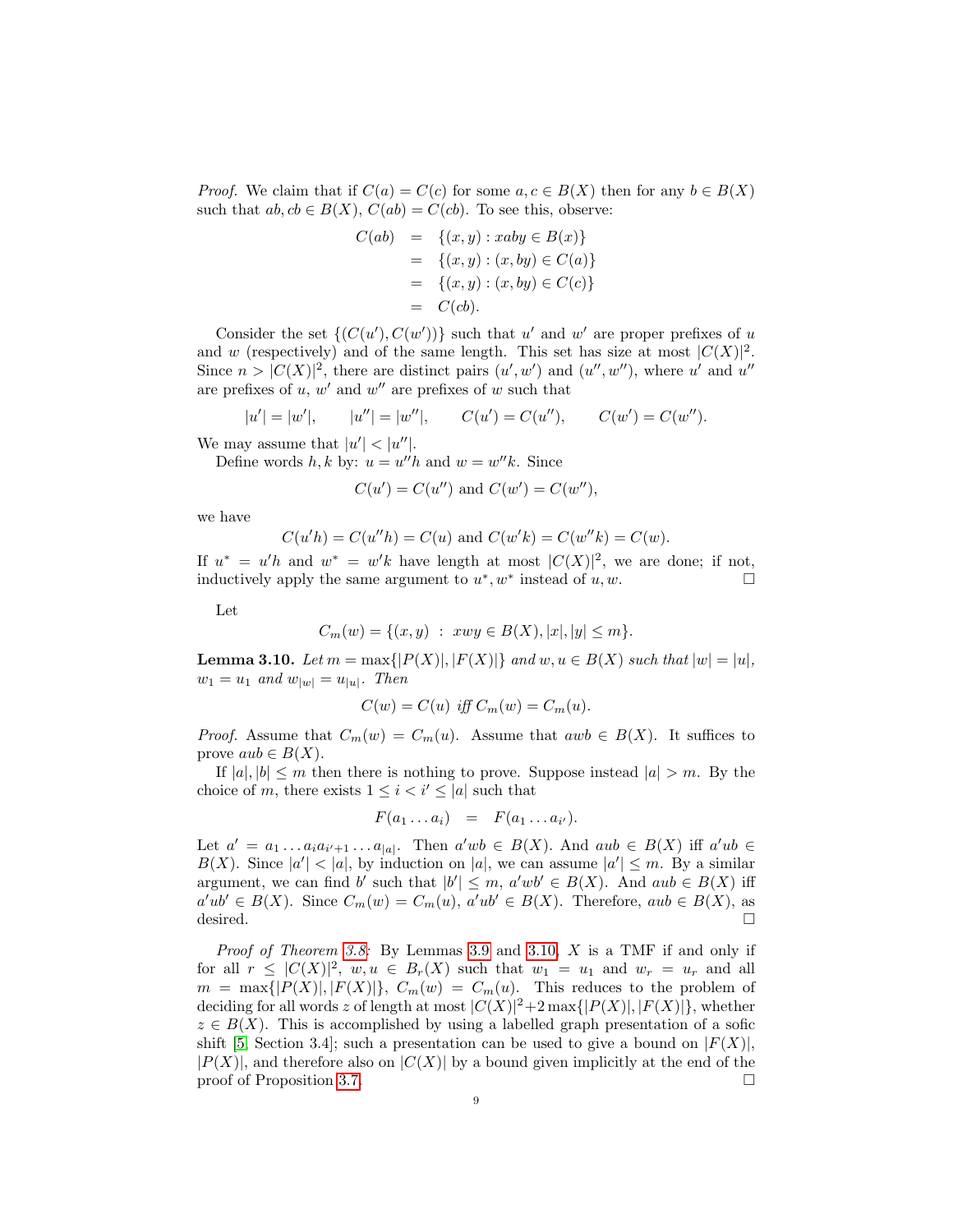*Proof.* We claim that if $C(a) = C(c)$ for some $a, c \in B(X)$ then for any $b \in B(X)$ such that $ab, cb \in B(X)$, $C(ab) = C(cb)$. To see this, observe:

$$\begin{aligned}
C(ab) &= \{(x,y) : xaby \in B(x)\} \\
&= \{(x,y) : (x, by) \in C(a)\} \\
&= \{(x,y) : (x, by) \in C(c)\} \\
&= C(cb).
\end{aligned}$$

Consider the set $\{(C(u'), C(w'))\}$ such that $u'$ and $w'$ are proper prefixes of $u$ and $w$ (respectively) and of the same length. This set has size at most $|C(X)|^2$. Since $n > |C(X)|^2$, there are distinct pairs $(u', w')$ and $(u'', w'')$, where $u'$ and $u''$ are prefixes of $u$, $w'$ and $w''$ are prefixes of $w$ such that

$$|u'| = |w'|, \qquad |u''| = |w''|, \qquad C(u') = C(u''), \qquad C(w') = C(w'').$$

We may assume that $|u'| < |u''|$.

Define words $h, k$ by: $u = u''h$ and $w = w''k$. Since

$$C(u') = C(u'') \text{ and } C(w') = C(w''),$$

we have

$$C(u'h) = C(u''h) = C(u) \text{ and } C(w'k) = C(w''k) = C(w).$$

If $u^* = u'h$ and $w^* = w'k$ have length at most $|C(X)|^2$, we are done; if not, inductively apply the same argument to $u^*, w^*$ instead of $u, w$. $\square$

Let

$$C_m(w) = \{(x,y) \; : \; xwy \in B(X), |x|, |y| \leq m\}.$$

**Lemma 3.10.** *Let $m = \max\{|P(X)|, |F(X)|\}$ and $w, u \in B(X)$ such that $|w| = |u|$, $w_1 = u_1$ and $w_{|w|} = u_{|u|}$. Then*

$$C(w) = C(u) \textit{ iff } C_m(w) = C_m(u).$$

*Proof.* Assume that $C_m(w) = C_m(u)$. Assume that $awb \in B(X)$. It suffices to prove $aub \in B(X)$.

If $|a|, |b| \leq m$ then there is nothing to prove. Suppose instead $|a| > m$. By the choice of $m$, there exists $1 \leq i < i' \leq |a|$ such that

$$F(a_1 \ldots a_i) \quad = \quad F(a_1 \ldots a_{i'}).$$

Let $a' = a_1 \ldots a_i a_{i'+1} \ldots a_{|a|}$. Then $a'wb \in B(X)$. And $aub \in B(X)$ iff $a'ub \in B(X)$. Since $|a'| < |a|$, by induction on $|a|$, we can assume $|a'| \leq m$. By a similar argument, we can find $b'$ such that $|b'| \leq m$, $a'wb' \in B(X)$. And $aub \in B(X)$ iff $a'ub' \in B(X)$. Since $C_m(w) = C_m(u)$, $a'ub' \in B(X)$. Therefore, $aub \in B(X)$, as desired. $\square$

*Proof of Theorem 3.8:* By Lemmas 3.9 and 3.10, $X$ is a TMF if and only if for all $r \leq |C(X)|^2$, $w, u \in B_r(X)$ such that $w_1 = u_1$ and $w_r = u_r$ and all $m = \max\{|P(X)|, |F(X)|\}$, $C_m(w) = C_m(u)$. This reduces to the problem of deciding for all words $z$ of length at most $|C(X)|^2 + 2\max\{|P(X)|, |F(X)|\}$, whether $z \in B(X)$. This is accomplished by using a labelled graph presentation of a sofic shift [5, Section 3.4]; such a presentation can be used to give a bound on $|F(X)|$, $|P(X)|$, and therefore also on $|C(X)|$ by a bound given implicitly at the end of the proof of Proposition 3.7. $\square$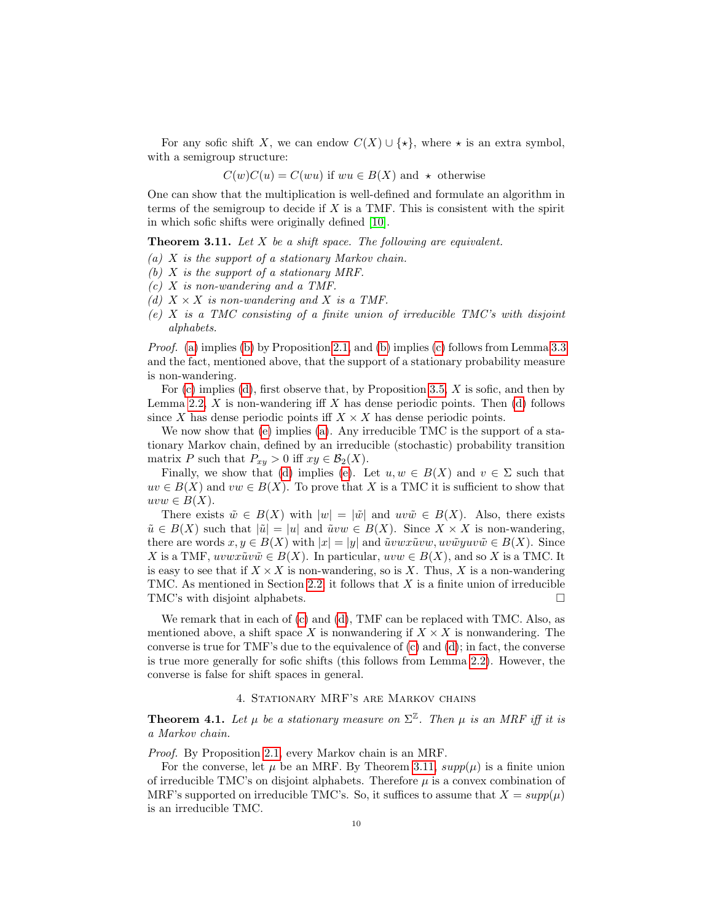For any sofic shift $X$, we can endow $C(X) \cup \{\star\}$, where $\star$ is an extra symbol, with a semigroup structure:

$$C(w)C(u) = C(wu) \text{ if } wu \in B(X) \text{ and } \star \text{ otherwise}$$

One can show that the multiplication is well-defined and formulate an algorithm in terms of the semigroup to decide if $X$ is a TMF. This is consistent with the spirit in which sofic shifts were originally defined [10].

**Theorem 3.11.** *Let $X$ be a shift space. The following are equivalent.*

*(a) $X$ is the support of a stationary Markov chain.*
*(b) $X$ is the support of a stationary MRF.*
*(c) $X$ is non-wandering and a TMF.*
*(d) $X \times X$ is non-wandering and $X$ is a TMF.*
*(e) $X$ is a TMC consisting of a finite union of irreducible TMC's with disjoint alphabets.*

*Proof.* (a) implies (b) by Proposition 2.1, and (b) implies (c) follows from Lemma 3.3 and the fact, mentioned above, that the support of a stationary probability measure is non-wandering.

For (c) implies (d), first observe that, by Proposition 3.5, $X$ is sofic, and then by Lemma 2.2, $X$ is non-wandering iff $X$ has dense periodic points. Then (d) follows since $X$ has dense periodic points iff $X \times X$ has dense periodic points.

We now show that (e) implies (a). Any irreducible TMC is the support of a stationary Markov chain, defined by an irreducible (stochastic) probability transition matrix $P$ such that $P_{xy} > 0$ iff $xy \in \mathcal{B}_2(X)$.

Finally, we show that (d) implies (e). Let $u, w \in B(X)$ and $v \in \Sigma$ such that $uv \in B(X)$ and $vw \in B(X)$. To prove that $X$ is a TMC it is sufficient to show that $uvw \in B(X)$.

There exists $\tilde{w} \in B(X)$ with $|w| = |\tilde{w}|$ and $uv\tilde{w} \in B(X)$. Also, there exists $\tilde{u} \in B(X)$ such that $|\tilde{u}| = |u|$ and $\tilde{u}vw \in B(X)$. Since $X \times X$ is non-wandering, there are words $x, y \in B(X)$ with $|x| = |y|$ and $\tilde{u}vwx\tilde{u}vw, uv\tilde{w}yuv\tilde{w} \in B(X)$. Since $X$ is a TMF, $uvwx\tilde{u}v\tilde{w} \in B(X)$. In particular, $uvw \in B(X)$, and so $X$ is a TMC. It is easy to see that if $X \times X$ is non-wandering, so is $X$. Thus, $X$ is a non-wandering TMC. As mentioned in Section 2.2, it follows that $X$ is a finite union of irreducible TMC's with disjoint alphabets. $\square$

We remark that in each of (c) and (d), TMF can be replaced with TMC. Also, as mentioned above, a shift space $X$ is nonwandering if $X \times X$ is nonwandering. The converse is true for TMF's due to the equivalence of (c) and (d); in fact, the converse is true more generally for sofic shifts (this follows from Lemma 2.2). However, the converse is false for shift spaces in general.

## 4. Stationary MRF's are Markov chains

**Theorem 4.1.** *Let $\mu$ be a stationary measure on $\Sigma^{\mathbb{Z}}$. Then $\mu$ is an MRF iff it is a Markov chain.*

*Proof.* By Proposition 2.1, every Markov chain is an MRF.

For the converse, let $\mu$ be an MRF. By Theorem 3.11, $supp(\mu)$ is a finite union of irreducible TMC's on disjoint alphabets. Therefore $\mu$ is a convex combination of MRF's supported on irreducible TMC's. So, it suffices to assume that $X = supp(\mu)$ is an irreducible TMC.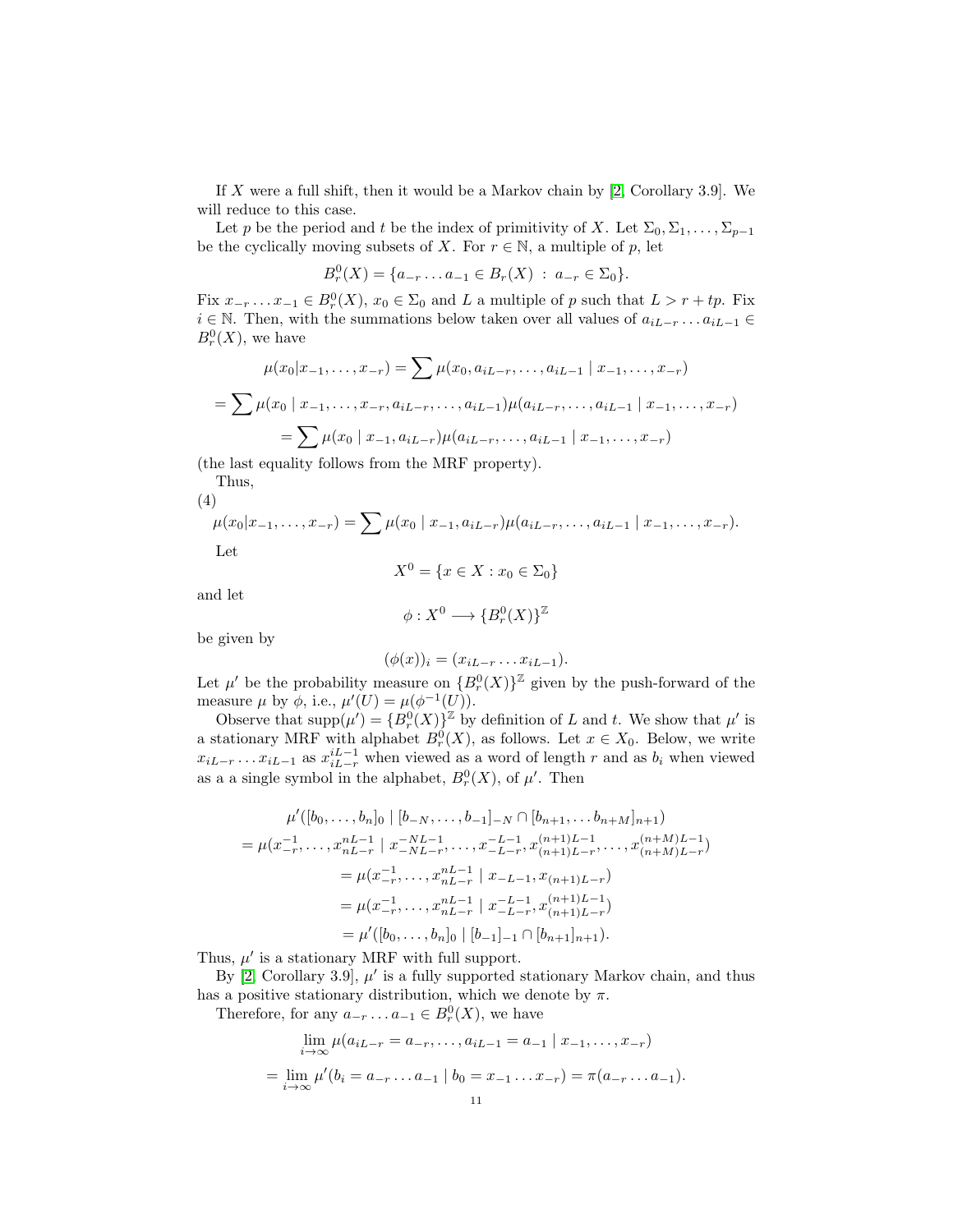If $X$ were a full shift, then it would be a Markov chain by [2, Corollary 3.9]. We will reduce to this case.

Let $p$ be the period and $t$ be the index of primitivity of $X$. Let $\Sigma_0, \Sigma_1, \ldots, \Sigma_{p-1}$ be the cyclically moving subsets of $X$. For $r \in \mathbb{N}$, a multiple of $p$, let

$$B_r^0(X) = \{a_{-r} \ldots a_{-1} \in B_r(X) \;:\; a_{-r} \in \Sigma_0\}.$$

Fix $x_{-r} \ldots x_{-1} \in B_r^0(X)$, $x_0 \in \Sigma_0$ and $L$ a multiple of $p$ such that $L > r + tp$. Fix $i \in \mathbb{N}$. Then, with the summations below taken over all values of $a_{iL-r} \ldots a_{iL-1} \in B_r^0(X)$, we have

$$\mu(x_0|x_{-1}, \ldots, x_{-r}) = \sum \mu(x_0, a_{iL-r}, \ldots, a_{iL-1} \mid x_{-1}, \ldots, x_{-r})$$

$$= \sum \mu(x_0 \mid x_{-1}, \ldots, x_{-r}, a_{iL-r}, \ldots, a_{iL-1}) \mu(a_{iL-r}, \ldots, a_{iL-1} \mid x_{-1}, \ldots, x_{-r})$$

$$= \sum \mu(x_0 \mid x_{-1}, a_{iL-r}) \mu(a_{iL-r}, \ldots, a_{iL-1} \mid x_{-1}, \ldots, x_{-r})$$

(the last equality follows from the MRF property).

Thus,

(4)
$$\mu(x_0|x_{-1}, \ldots, x_{-r}) = \sum \mu(x_0 \mid x_{-1}, a_{iL-r}) \mu(a_{iL-r}, \ldots, a_{iL-1} \mid x_{-1}, \ldots, x_{-r}).$$

Let

$$X^0 = \{x \in X : x_0 \in \Sigma_0\}$$

and let

$$\phi : X^0 \longrightarrow \{B_r^0(X)\}^{\mathbb{Z}}$$

be given by

$$(\phi(x))_i = (x_{iL-r} \ldots x_{iL-1}).$$

Let $\mu'$ be the probability measure on $\{B_r^0(X)\}^{\mathbb{Z}}$ given by the push-forward of the measure $\mu$ by $\phi$, i.e., $\mu'(U) = \mu(\phi^{-1}(U))$.

Observe that $\mathrm{supp}(\mu') = \{B_r^0(X)\}^{\mathbb{Z}}$ by definition of $L$ and $t$. We show that $\mu'$ is a stationary MRF with alphabet $B_r^0(X)$, as follows. Let $x \in X_0$. Below, we write $x_{iL-r} \ldots x_{iL-1}$ as $x_{iL-r}^{iL-1}$ when viewed as a word of length $r$ and as $b_i$ when viewed as a a single symbol in the alphabet, $B_r^0(X)$, of $\mu'$. Then

$$\mu'([b_0, \ldots, b_n]_0 \mid [b_{-N}, \ldots, b_{-1}]_{-N} \cap [b_{n+1}, \ldots b_{n+M}]_{n+1})$$
$$= \mu(x_{-r}^{-1}, \ldots, x_{nL-r}^{nL-1} \mid x_{-NL-r}^{-NL-1}, \ldots, x_{-L-r}^{-L-1}, x_{(n+1)L-r}^{(n+1)L-1}, \ldots, x_{(n+M)L-r}^{(n+M)L-1})$$
$$= \mu(x_{-r}^{-1}, \ldots, x_{nL-r}^{nL-1} \mid x_{-L-1}, x_{(n+1)L-r})$$
$$= \mu(x_{-r}^{-1}, \ldots, x_{nL-r}^{nL-1} \mid x_{-L-r}^{-L-1}, x_{(n+1)L-r}^{(n+1)L-1})$$
$$= \mu'([b_0, \ldots, b_n]_0 \mid [b_{-1}]_{-1} \cap [b_{n+1}]_{n+1}).$$

Thus, $\mu'$ is a stationary MRF with full support.

By [2, Corollary 3.9], $\mu'$ is a fully supported stationary Markov chain, and thus has a positive stationary distribution, which we denote by $\pi$.

Therefore, for any $a_{-r} \ldots a_{-1} \in B_r^0(X)$, we have

$$\lim_{i \to \infty} \mu(a_{iL-r} = a_{-r}, \ldots, a_{iL-1} = a_{-1} \mid x_{-1}, \ldots, x_{-r})$$

$$= \lim_{i \to \infty} \mu'(b_i = a_{-r} \ldots a_{-1} \mid b_0 = x_{-1} \ldots x_{-r}) = \pi(a_{-r} \ldots a_{-1}).$$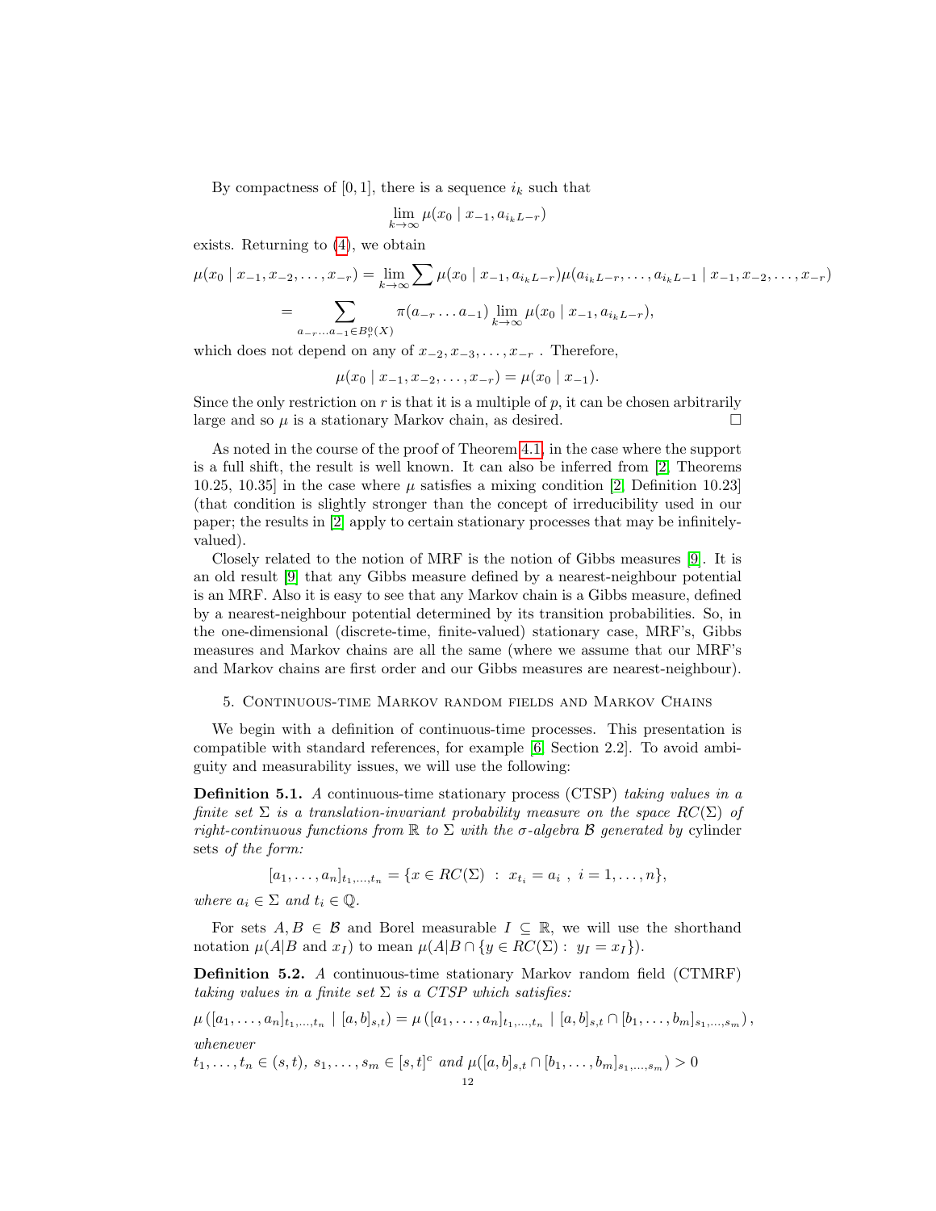By compactness of $[0,1]$, there is a sequence $i_k$ such that

$$\lim_{k\to\infty} \mu(x_0 \mid x_{-1}, a_{i_k L - r})$$

exists. Returning to (4), we obtain

$$\mu(x_0 \mid x_{-1}, x_{-2}, \ldots, x_{-r}) = \lim_{k\to\infty} \sum \mu(x_0 \mid x_{-1}, a_{i_k L-r}) \mu(a_{i_k L - r}, \ldots, a_{i_k L-1} \mid x_{-1}, x_{-2}, \ldots, x_{-r})$$

$$= \sum_{a_{-r}\ldots a_{-1} \in B_r^0(X)} \pi(a_{-r}\ldots a_{-1}) \lim_{k\to\infty} \mu(x_0 \mid x_{-1}, a_{i_k L-r}),$$

which does not depend on any of $x_{-2}, x_{-3}, \ldots, x_{-r}$ . Therefore,

$$\mu(x_0 \mid x_{-1}, x_{-2}, \ldots, x_{-r}) = \mu(x_0 \mid x_{-1}).$$

Since the only restriction on $r$ is that it is a multiple of $p$, it can be chosen arbitrarily large and so $\mu$ is a stationary Markov chain, as desired. □

As noted in the course of the proof of Theorem 4.1, in the case where the support is a full shift, the result is well known. It can also be inferred from [2, Theorems 10.25, 10.35] in the case where $\mu$ satisfies a mixing condition [2, Definition 10.23] (that condition is slightly stronger than the concept of irreducibility used in our paper; the results in [2] apply to certain stationary processes that may be infinitely-valued).

Closely related to the notion of MRF is the notion of Gibbs measures [9]. It is an old result [9] that any Gibbs measure defined by a nearest-neighbour potential is an MRF. Also it is easy to see that any Markov chain is a Gibbs measure, defined by a nearest-neighbour potential determined by its transition probabilities. So, in the one-dimensional (discrete-time, finite-valued) stationary case, MRF's, Gibbs measures and Markov chains are all the same (where we assume that our MRF's and Markov chains are first order and our Gibbs measures are nearest-neighbour).

## 5. Continuous-time Markov random fields and Markov Chains

We begin with a definition of continuous-time processes. This presentation is compatible with standard references, for example [6, Section 2.2]. To avoid ambiguity and measurability issues, we will use the following:

**Definition 5.1.** *A* continuous-time stationary process (CTSP) *taking values in a finite set $\Sigma$ is a translation-invariant probability measure on the space $RC(\Sigma)$ of right-continuous functions from $\mathbb{R}$ to $\Sigma$ with the $\sigma$-algebra $\mathcal{B}$ generated by* cylinder sets *of the form:*

$$[a_1, \ldots, a_n]_{t_1,\ldots,t_n} = \{x \in RC(\Sigma) \ : \ x_{t_i} = a_i \ , \ i = 1, \ldots, n\},$$

*where $a_i \in \Sigma$ and $t_i \in \mathbb{Q}$.*

For sets $A, B \in \mathcal{B}$ and Borel measurable $I \subseteq \mathbb{R}$, we will use the shorthand notation $\mu(A|B \text{ and } x_I)$ to mean $\mu(A|B \cap \{y \in RC(\Sigma) : \ y_I = x_I\})$.

**Definition 5.2.** *A* continuous-time stationary Markov random field (CTMRF) *taking values in a finite set $\Sigma$ is a CTSP which satisfies:*

$$\mu\left([a_1, \ldots, a_n]_{t_1,\ldots,t_n} \mid [a, b]_{s,t}\right) = \mu\left([a_1, \ldots, a_n]_{t_1,\ldots,t_n} \mid [a, b]_{s,t} \cap [b_1, \ldots, b_m]_{s_1,\ldots,s_m}\right),$$

*whenever*

$t_1, \ldots, t_n \in (s, t)$, $s_1, \ldots, s_m \in [s, t]^c$ *and* $\mu([a, b]_{s,t} \cap [b_1, \ldots, b_m]_{s_1,\ldots,s_m}) > 0$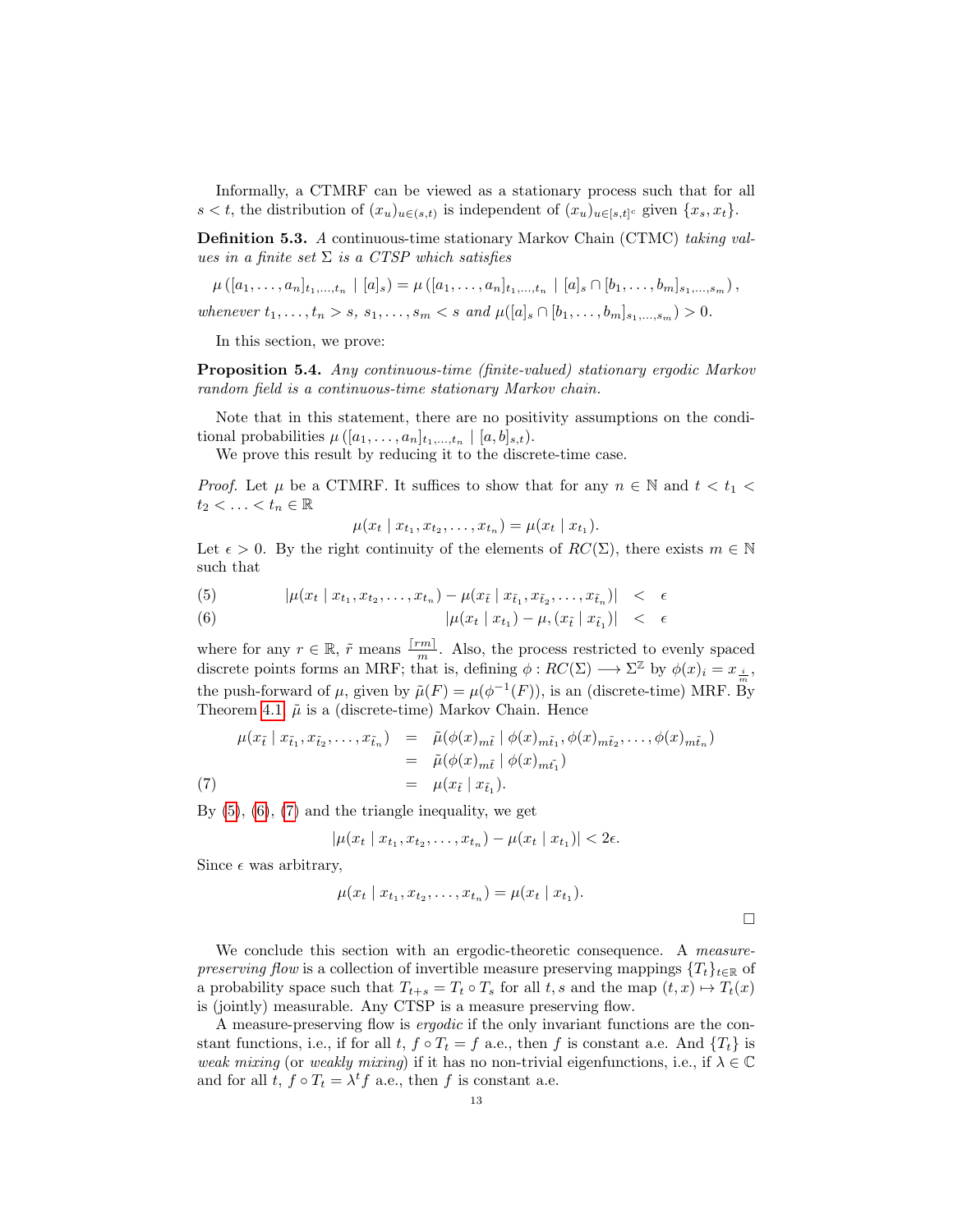Informally, a CTMRF can be viewed as a stationary process such that for all $s < t$, the distribution of $(x_u)_{u\in(s,t)}$ is independent of $(x_u)_{u\in[s,t]^c}$ given $\{x_s, x_t\}$.

**Definition 5.3.** *A continuous-time stationary Markov Chain (CTMC) taking values in a finite set $\Sigma$ is a CTSP which satisfies*

$$\mu\left([a_1,\ldots,a_n]_{t_1,\ldots,t_n} \mid [a]_s\right) = \mu\left([a_1,\ldots,a_n]_{t_1,\ldots,t_n} \mid [a]_s \cap [b_1,\ldots,b_m]_{s_1,\ldots,s_m}\right),$$

*whenever $t_1,\ldots,t_n > s$, $s_1,\ldots,s_m < s$ and $\mu([a]_s \cap [b_1,\ldots,b_m]_{s_1,\ldots,s_m}) > 0$.*

In this section, we prove:

**Proposition 5.4.** *Any continuous-time (finite-valued) stationary ergodic Markov random field is a continuous-time stationary Markov chain.*

Note that in this statement, there are no positivity assumptions on the conditional probabilities $\mu\left([a_1,\ldots,a_n]_{t_1,\ldots,t_n} \mid [a,b]_{s,t}\right)$.

We prove this result by reducing it to the discrete-time case.

*Proof.* Let $\mu$ be a CTMRF. It suffices to show that for any $n \in \mathbb{N}$ and $t < t_1 < t_2 < \ldots < t_n \in \mathbb{R}$

$$\mu(x_t \mid x_{t_1}, x_{t_2}, \ldots, x_{t_n}) = \mu(x_t \mid x_{t_1}).$$

Let $\epsilon > 0$. By the right continuity of the elements of $RC(\Sigma)$, there exists $m \in \mathbb{N}$ such that

$$|\mu(x_t \mid x_{t_1}, x_{t_2}, \ldots, x_{t_n}) - \mu(x_{\tilde{t}} \mid x_{\tilde{t}_1}, x_{\tilde{t}_2}, \ldots, x_{\tilde{t}_n})| < \epsilon \tag{5}$$

$$|\mu(x_t \mid x_{t_1}) - \mu,(x_{\tilde{t}} \mid x_{\tilde{t}_1})| < \epsilon \tag{6}$$

where for any $r \in \mathbb{R}$, $\tilde{r}$ means $\frac{\lceil rm \rceil}{m}$. Also, the process restricted to evenly spaced discrete points forms an MRF; that is, defining $\phi : RC(\Sigma) \longrightarrow \Sigma^{\mathbb{Z}}$ by $\phi(x)_i = x_{\frac{i}{m}}$, the push-forward of $\mu$, given by $\tilde{\mu}(F) = \mu(\phi^{-1}(F))$, is an (discrete-time) MRF. By Theorem 4.1, $\tilde{\mu}$ is a (discrete-time) Markov Chain. Hence

$$\begin{aligned}
\mu(x_{\tilde{t}} \mid x_{\tilde{t}_1}, x_{\tilde{t}_2}, \ldots, x_{\tilde{t}_n}) &= \tilde{\mu}(\phi(x)_{m\tilde{t}} \mid \phi(x)_{m\tilde{t}_1}, \phi(x)_{m\tilde{t}_2}, \ldots, \phi(x)_{m\tilde{t}_n}) \\
&= \tilde{\mu}(\phi(x)_{m\tilde{t}} \mid \phi(x)_{m\tilde{t}_1}) \\
&= \mu(x_{\tilde{t}} \mid x_{\tilde{t}_1}).
\end{aligned} \tag{7}$$

By (5), (6), (7) and the triangle inequality, we get

$$|\mu(x_t \mid x_{t_1}, x_{t_2}, \ldots, x_{t_n}) - \mu(x_t \mid x_{t_1})| < 2\epsilon.$$

Since $\epsilon$ was arbitrary,

$$\mu(x_t \mid x_{t_1}, x_{t_2}, \ldots, x_{t_n}) = \mu(x_t \mid x_{t_1}).$$

$\square$

We conclude this section with an ergodic-theoretic consequence. A *measure-preserving flow* is a collection of invertible measure preserving mappings $\{T_t\}_{t\in\mathbb{R}}$ of a probability space such that $T_{t+s} = T_t \circ T_s$ for all $t, s$ and the map $(t, x) \mapsto T_t(x)$ is (jointly) measurable. Any CTSP is a measure preserving flow.

A measure-preserving flow is *ergodic* if the only invariant functions are the constant functions, i.e., if for all $t$, $f \circ T_t = f$ a.e., then $f$ is constant a.e. And $\{T_t\}$ is *weak mixing* (or *weakly mixing*) if it has no non-trivial eigenfunctions, i.e., if $\lambda \in \mathbb{C}$ and for all $t$, $f \circ T_t = \lambda^t f$ a.e., then $f$ is constant a.e.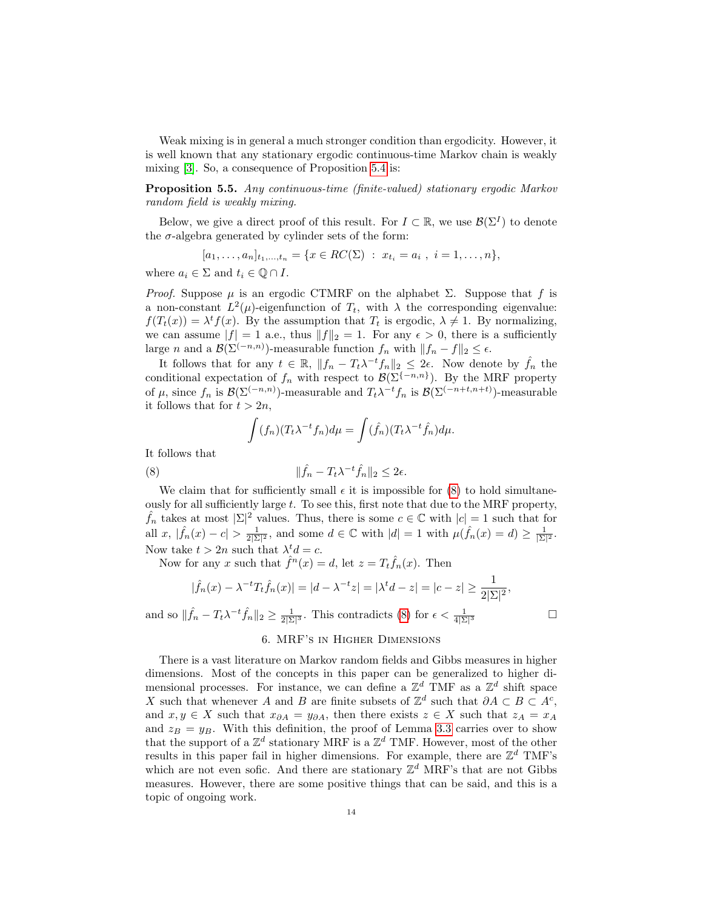Weak mixing is in general a much stronger condition than ergodicity. However, it is well known that any stationary ergodic continuous-time Markov chain is weakly mixing [3]. So, a consequence of Proposition 5.4 is:

**Proposition 5.5.** *Any continuous-time (finite-valued) stationary ergodic Markov random field is weakly mixing.*

Below, we give a direct proof of this result. For $I \subset \mathbb{R}$, we use $\mathcal{B}(\Sigma^I)$ to denote the $\sigma$-algebra generated by cylinder sets of the form:

$$[a_1, \ldots, a_n]_{t_1,\ldots,t_n} = \{x \in RC(\Sigma) \ : \ x_{t_i} = a_i \ , \ i = 1, \ldots, n\},$$

where $a_i \in \Sigma$ and $t_i \in \mathbb{Q} \cap I$.

*Proof.* Suppose $\mu$ is an ergodic CTMRF on the alphabet $\Sigma$. Suppose that $f$ is a non-constant $L^2(\mu)$-eigenfunction of $T_t$, with $\lambda$ the corresponding eigenvalue: $f(T_t(x)) = \lambda^t f(x)$. By the assumption that $T_t$ is ergodic, $\lambda \neq 1$. By normalizing, we can assume $|f| = 1$ a.e., thus $\|f\|_2 = 1$. For any $\epsilon > 0$, there is a sufficiently large $n$ and a $\mathcal{B}(\Sigma^{(-n,n)})$-measurable function $f_n$ with $\|f_n - f\|_2 \leq \epsilon$.

It follows that for any $t \in \mathbb{R}$, $\|f_n - T_t\lambda^{-t}f_n\|_2 \leq 2\epsilon$. Now denote by $\hat{f}_n$ the conditional expectation of $f_n$ with respect to $\mathcal{B}(\Sigma^{\{-n,n\}})$. By the MRF property of $\mu$, since $f_n$ is $\mathcal{B}(\Sigma^{(-n,n)})$-measurable and $T_t\lambda^{-t}f_n$ is $\mathcal{B}(\Sigma^{(-n+t,n+t)})$-measurable it follows that for $t > 2n$,

$$\int (f_n)(T_t\lambda^{-t}f_n)d\mu = \int (\hat{f}_n)(T_t\lambda^{-t}\hat{f}_n)d\mu.$$

It follows that

$$\|\hat{f}_n - T_t\lambda^{-t}\hat{f}_n\|_2 \leq 2\epsilon. \tag{8}$$

We claim that for sufficiently small $\epsilon$ it is impossible for (8) to hold simultaneously for all sufficiently large $t$. To see this, first note that due to the MRF property, $\hat{f}_n$ takes at most $|\Sigma|^2$ values. Thus, there is some $c \in \mathbb{C}$ with $|c| = 1$ such that for all $x$, $|\hat{f}_n(x) - c| > \frac{1}{2|\Sigma|^2}$, and some $d \in \mathbb{C}$ with $|d| = 1$ with $\mu(\hat{f}_n(x) = d) \geq \frac{1}{|\Sigma|^2}$. Now take $t > 2n$ such that $\lambda^t d = c$.

Now for any $x$ such that $\hat{f}^n(x) = d$, let $z = T_t\hat{f}_n(x)$. Then

$$|\hat{f}_n(x) - \lambda^{-t}T_t\hat{f}_n(x)| = |d - \lambda^{-t}z| = |\lambda^t d - z| = |c - z| \geq \frac{1}{2|\Sigma|^2},$$

and so $\|\hat{f}_n - T_t\lambda^{-t}\hat{f}_n\|_2 \geq \frac{1}{2|\Sigma|^3}$. This contradicts (8) for $\epsilon < \frac{1}{4|\Sigma|^3}$ $\square$

## 6. MRF's in Higher Dimensions

There is a vast literature on Markov random fields and Gibbs measures in higher dimensions. Most of the concepts in this paper can be generalized to higher dimensional processes. For instance, we can define a $\mathbb{Z}^d$ TMF as a $\mathbb{Z}^d$ shift space $X$ such that whenever $A$ and $B$ are finite subsets of $\mathbb{Z}^d$ such that $\partial A \subset B \subset A^c$, and $x, y \in X$ such that $x_{\partial A} = y_{\partial A}$, then there exists $z \in X$ such that $z_A = x_A$ and $z_B = y_B$. With this definition, the proof of Lemma 3.3 carries over to show that the support of a $\mathbb{Z}^d$ stationary MRF is a $\mathbb{Z}^d$ TMF. However, most of the other results in this paper fail in higher dimensions. For example, there are $\mathbb{Z}^d$ TMF's which are not even sofic. And there are stationary $\mathbb{Z}^d$ MRF's that are not Gibbs measures. However, there are some positive things that can be said, and this is a topic of ongoing work.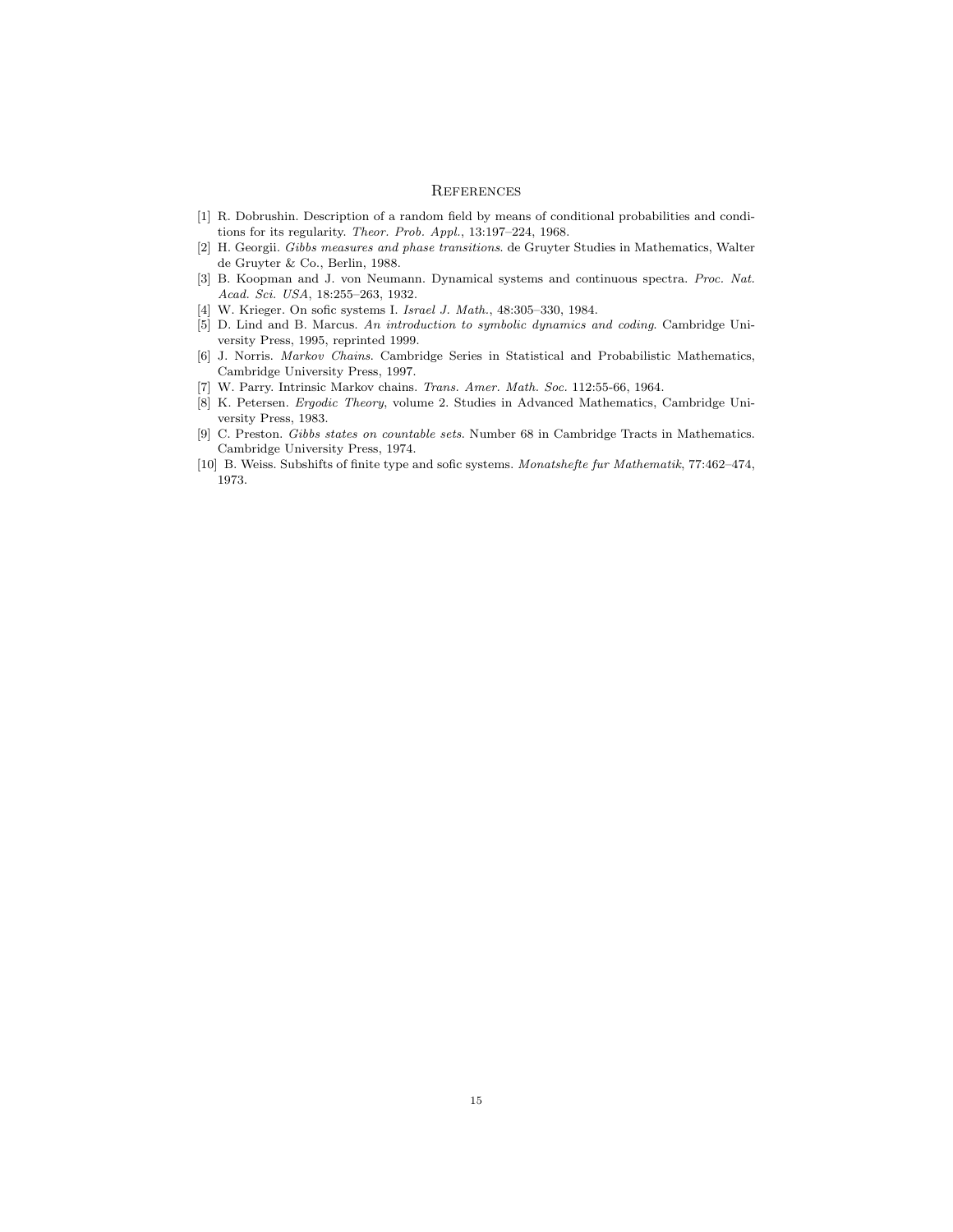## References

[1] R. Dobrushin. Description of a random field by means of conditional probabilities and conditions for its regularity. *Theor. Prob. Appl.*, 13:197–224, 1968.

[2] H. Georgii. *Gibbs measures and phase transitions*. de Gruyter Studies in Mathematics, Walter de Gruyter & Co., Berlin, 1988.

[3] B. Koopman and J. von Neumann. Dynamical systems and continuous spectra. *Proc. Nat. Acad. Sci. USA*, 18:255–263, 1932.

[4] W. Krieger. On sofic systems I. *Israel J. Math.*, 48:305–330, 1984.

[5] D. Lind and B. Marcus. *An introduction to symbolic dynamics and coding*. Cambridge University Press, 1995, reprinted 1999.

[6] J. Norris. *Markov Chains*. Cambridge Series in Statistical and Probabilistic Mathematics, Cambridge University Press, 1997.

[7] W. Parry. Intrinsic Markov chains. *Trans. Amer. Math. Soc.* 112:55-66, 1964.

[8] K. Petersen. *Ergodic Theory*, volume 2. Studies in Advanced Mathematics, Cambridge University Press, 1983.

[9] C. Preston. *Gibbs states on countable sets*. Number 68 in Cambridge Tracts in Mathematics. Cambridge University Press, 1974.

[10] B. Weiss. Subshifts of finite type and sofic systems. *Monatshefte fur Mathematik*, 77:462–474, 1973.